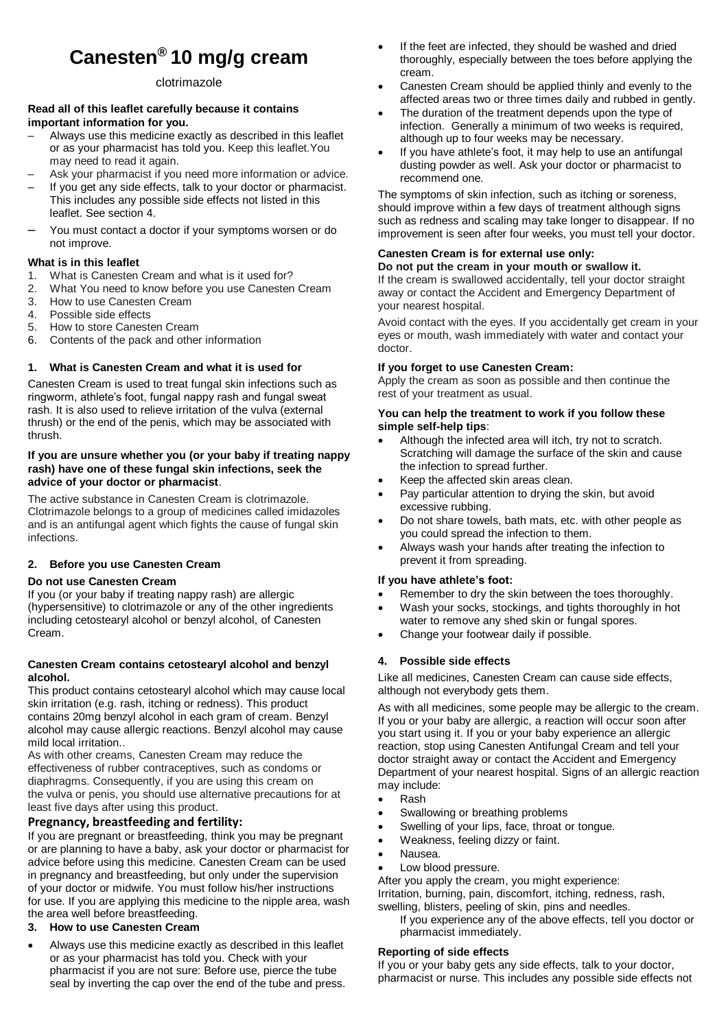# Canesten® 10 mg/g cream

clotrimazole

**Read all of this leaflet carefully because it contains important information for you.**

- Always use this medicine exactly as described in this leaflet or as your pharmacist has told you. Keep this leaflet.You may need to read it again.
- Ask your pharmacist if you need more information or advice.
- If you get any side effects, talk to your doctor or pharmacist. This includes any possible side effects not listed in this leaflet. See section 4.
- You must contact a doctor if your symptoms worsen or do not improve.

**What is in this leaflet**

1. What is Canesten Cream and what is it used for?
2. What You need to know before you use Canesten Cream
3. How to use Canesten Cream
4. Possible side effects
5. How to store Canesten Cream
6. Contents of the pack and other information

## 1. What is Canesten Cream and what it is used for

Canesten Cream is used to treat fungal skin infections such as ringworm, athlete's foot, fungal nappy rash and fungal sweat rash. It is also used to relieve irritation of the vulva (external thrush) or the end of the penis, which may be associated with thrush.

**If you are unsure whether you (or your baby if treating nappy rash) have one of these fungal skin infections, seek the advice of your doctor or pharmacist**.

The active substance in Canesten Cream is clotrimazole. Clotrimazole belongs to a group of medicines called imidazoles and is an antifungal agent which fights the cause of fungal skin infections.

## 2. Before you use Canesten Cream

**Do not use Canesten Cream**

If you (or your baby if treating nappy rash) are allergic (hypersensitive) to clotrimazole or any of the other ingredients including cetostearyl alcohol or benzyl alcohol, of Canesten Cream.

**Canesten Cream contains cetostearyl alcohol and benzyl alcohol.**

This product contains cetostearyl alcohol which may cause local skin irritation (e.g. rash, itching or redness). This product contains 20mg benzyl alcohol in each gram of cream. Benzyl alcohol may cause allergic reactions. Benzyl alcohol may cause mild local irritation..

As with other creams, Canesten Cream may reduce the effectiveness of rubber contraceptives, such as condoms or diaphragms. Consequently, if you are using this cream on the vulva or penis, you should use alternative precautions for at least five days after using this product.

**Pregnancy, breastfeeding and fertility:**

If you are pregnant or breastfeeding, think you may be pregnant or are planning to have a baby, ask your doctor or pharmacist for advice before using this medicine. Canesten Cream can be used in pregnancy and breastfeeding, but only under the supervision of your doctor or midwife. You must follow his/her instructions for use. If you are applying this medicine to the nipple area, wash the area well before breastfeeding.

## 3. How to use Canesten Cream

- Always use this medicine exactly as described in this leaflet or as your pharmacist has told you. Check with your pharmacist if you are not sure: Before use, pierce the tube seal by inverting the cap over the end of the tube and press.
- If the feet are infected, they should be washed and dried thoroughly, especially between the toes before applying the cream.
- Canesten Cream should be applied thinly and evenly to the affected areas two or three times daily and rubbed in gently.
- The duration of the treatment depends upon the type of infection. Generally a minimum of two weeks is required, although up to four weeks may be necessary.
- If you have athlete's foot, it may help to use an antifungal dusting powder as well. Ask your doctor or pharmacist to recommend one.

The symptoms of skin infection, such as itching or soreness, should improve within a few days of treatment although signs such as redness and scaling may take longer to disappear. If no improvement is seen after four weeks, you must tell your doctor.

**Canesten Cream is for external use only:**
**Do not put the cream in your mouth or swallow it.**

If the cream is swallowed accidentally, tell your doctor straight away or contact the Accident and Emergency Department of your nearest hospital.

Avoid contact with the eyes. If you accidentally get cream in your eyes or mouth, wash immediately with water and contact your doctor.

**If you forget to use Canesten Cream:**

Apply the cream as soon as possible and then continue the rest of your treatment as usual.

**You can help the treatment to work if you follow these simple self-help tips**:

- Although the infected area will itch, try not to scratch. Scratching will damage the surface of the skin and cause the infection to spread further.
- Keep the affected skin areas clean.
- Pay particular attention to drying the skin, but avoid excessive rubbing.
- Do not share towels, bath mats, etc. with other people as you could spread the infection to them.
- Always wash your hands after treating the infection to prevent it from spreading.

**If you have athlete's foot:**

- Remember to dry the skin between the toes thoroughly.
- Wash your socks, stockings, and tights thoroughly in hot water to remove any shed skin or fungal spores.
- Change your footwear daily if possible.

## 4. Possible side effects

Like all medicines, Canesten Cream can cause side effects, although not everybody gets them.

As with all medicines, some people may be allergic to the cream. If you or your baby are allergic, a reaction will occur soon after you start using it. If you or your baby experience an allergic reaction, stop using Canesten Antifungal Cream and tell your doctor straight away or contact the Accident and Emergency Department of your nearest hospital. Signs of an allergic reaction may include:

- Rash
- Swallowing or breathing problems
- Swelling of your lips, face, throat or tongue.
- Weakness, feeling dizzy or faint.
- Nausea.
- Low blood pressure.

After you apply the cream, you might experience:
Irritation, burning, pain, discomfort, itching, redness, rash, swelling, blisters, peeling of skin, pins and needles.

If you experience any of the above effects, tell you doctor or pharmacist immediately.

**Reporting of side effects**

If you or your baby gets any side effects, talk to your doctor, pharmacist or nurse. This includes any possible side effects not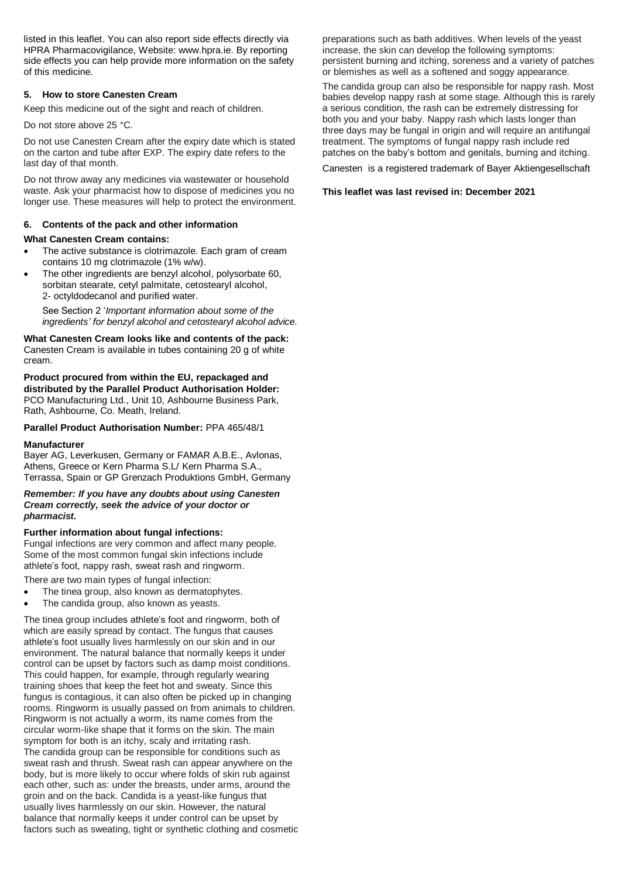listed in this leaflet. You can also report side effects directly via HPRA Pharmacovigilance, Website: www.hpra.ie. By reporting side effects you can help provide more information on the safety of this medicine.

## 5. How to store Canesten Cream

Keep this medicine out of the sight and reach of children.

Do not store above 25 °C.

Do not use Canesten Cream after the expiry date which is stated on the carton and tube after EXP. The expiry date refers to the last day of that month.

Do not throw away any medicines via wastewater or household waste. Ask your pharmacist how to dispose of medicines you no longer use. These measures will help to protect the environment.

## 6. Contents of the pack and other information

**What Canesten Cream contains:**

- The active substance is clotrimazole. Each gram of cream contains 10 mg clotrimazole (1% w/w).
- The other ingredients are benzyl alcohol, polysorbate 60, sorbitan stearate, cetyl palmitate, cetostearyl alcohol, 2- octyldodecanol and purified water.

  See Section 2 '*Important information about some of the ingredients' for benzyl alcohol and cetostearyl alcohol advice.*

**What Canesten Cream looks like and contents of the pack:**
Canesten Cream is available in tubes containing 20 g of white cream.

**Product procured from within the EU, repackaged and distributed by the Parallel Product Authorisation Holder:**
PCO Manufacturing Ltd., Unit 10, Ashbourne Business Park, Rath, Ashbourne, Co. Meath, Ireland.

**Parallel Product Authorisation Number:** PPA 465/48/1

**Manufacturer**
Bayer AG, Leverkusen, Germany or FAMAR A.B.E., Avlonas, Athens, Greece or Kern Pharma S.L/ Kern Pharma S.A., Terrassa, Spain or GP Grenzach Produktions GmbH, Germany

***Remember: If you have any doubts about using Canesten Cream correctly, seek the advice of your doctor or pharmacist.***

**Further information about fungal infections:**
Fungal infections are very common and affect many people. Some of the most common fungal skin infections include athlete's foot, nappy rash, sweat rash and ringworm.

There are two main types of fungal infection:

- The tinea group, also known as dermatophytes.
- The candida group, also known as yeasts.

The tinea group includes athlete's foot and ringworm, both of which are easily spread by contact. The fungus that causes athlete's foot usually lives harmlessly on our skin and in our environment. The natural balance that normally keeps it under control can be upset by factors such as damp moist conditions. This could happen, for example, through regularly wearing training shoes that keep the feet hot and sweaty. Since this fungus is contagious, it can also often be picked up in changing rooms. Ringworm is usually passed on from animals to children. Ringworm is not actually a worm, its name comes from the circular worm-like shape that it forms on the skin. The main symptom for both is an itchy, scaly and irritating rash.
The candida group can be responsible for conditions such as sweat rash and thrush. Sweat rash can appear anywhere on the body, but is more likely to occur where folds of skin rub against each other, such as: under the breasts, under arms, around the groin and on the back. Candida is a yeast-like fungus that usually lives harmlessly on our skin. However, the natural balance that normally keeps it under control can be upset by factors such as sweating, tight or synthetic clothing and cosmetic preparations such as bath additives. When levels of the yeast increase, the skin can develop the following symptoms: persistent burning and itching, soreness and a variety of patches or blemishes as well as a softened and soggy appearance.

The candida group can also be responsible for nappy rash. Most babies develop nappy rash at some stage. Although this is rarely a serious condition, the rash can be extremely distressing for both you and your baby. Nappy rash which lasts longer than three days may be fungal in origin and will require an antifungal treatment. The symptoms of fungal nappy rash include red patches on the baby's bottom and genitals, burning and itching.

Canesten is a registered trademark of Bayer Aktiengesellschaft

**This leaflet was last revised in: December 2021**